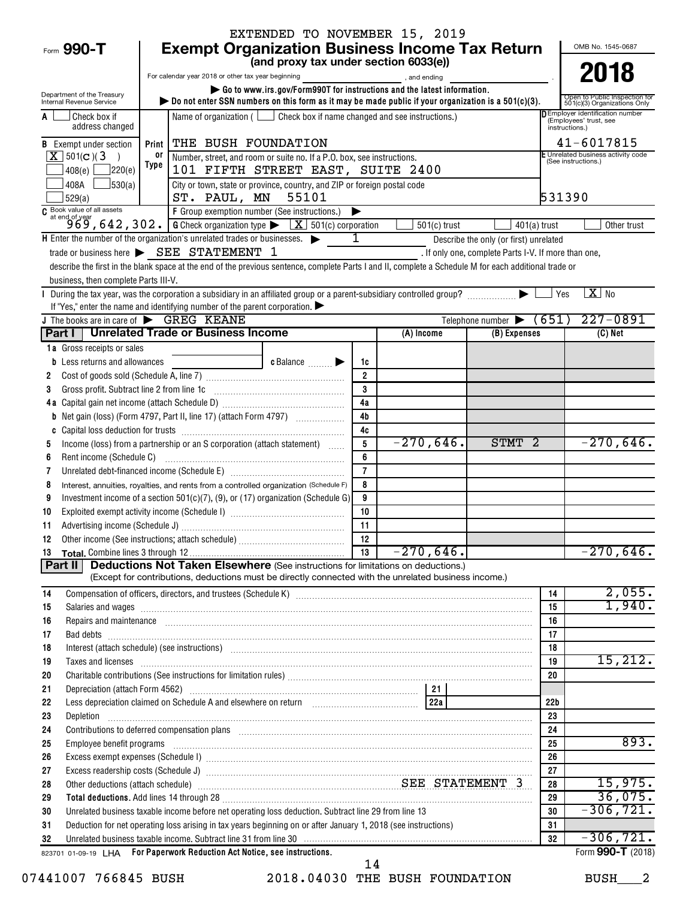EXTENDED TO NOVEMBER 15, 2019

Form **990-T**

# Exempt Organization Business Income Tax Return

**(and proxy tax under section 6033(e))**

For calendar year 2018 or other tax year beginning , and ending .

▶ Go to www.irs.gov/Form990T for instructions and the latest information.

▶ Do not enter SSN numbers on this form as it may be made public if your organization is a 501(c)(3).

Department of the Treasury
Internal Revenue Service

OMB No. 1545-0687

**2018**

Open to Public Inspection for 501(c)(3) Organizations Only

A ☐ Check box if address changed

Name of organization ( ☐ Check box if name changed and see instructions.)

THE BUSH FOUNDATION

D Employer identification number (Employees' trust, see instructions.)

41-6017815

B Exempt under section [X] 501(c)(3) ☐ 408(e) ☐ 220(e) ☐ 408A ☐ 530(a) ☐ 529(a)

Print or Type

Number, street, and room or suite no. If a P.O. box, see instructions.

101 FIFTH STREET EAST, SUITE 2400

City or town, state or province, country, and ZIP or foreign postal code

ST. PAUL, MN 55101

E Unrelated business activity code (See instructions.)

531390

C Book value of all assets at end of year

969,642,302.

F Group exemption number (See instructions.) ▶

G Check organization type ▶ [X] 501(c) corporation ☐ 501(c) trust ☐ 401(a) trust ☐ Other trust

H Enter the number of the organization's unrelated trades or businesses. ▶ 1 Describe the only (or first) unrelated trade or business here ▶ SEE STATEMENT 1 . If only one, complete Parts I-V. If more than one, describe the first in the blank space at the end of the previous sentence, complete Parts I and II, complete a Schedule M for each additional trade or business, then complete Parts III-V.

I During the tax year, was the corporation a subsidiary in an affiliated group or a parent-subsidiary controlled group? ▶ ☐ Yes [X] No

If "Yes," enter the name and identifying number of the parent corporation. ▶

J The books are in care of ▶ GREG KEANE Telephone number ▶ (651) 227-0891

## Part I Unrelated Trade or Business Income

| | | | (A) Income | (B) Expenses | (C) Net |
|---|---|---|---|---|---|
| 1a | Gross receipts or sales | | | | |
| b | Less returns and allowances c Balance ▶ | 1c | | | |
| 2 | Cost of goods sold (Schedule A, line 7) | 2 | | | |
| 3 | Gross profit. Subtract line 2 from line 1c | 3 | | | |
| 4a | Capital gain net income (attach Schedule D) | 4a | | | |
| b | Net gain (loss) (Form 4797, Part II, line 17) (attach Form 4797) | 4b | | | |
| c | Capital loss deduction for trusts | 4c | | | |
| 5 | Income (loss) from a partnership or an S corporation (attach statement) | 5 | -270,646. | STMT 2 | -270,646. |
| 6 | Rent income (Schedule C) | 6 | | | |
| 7 | Unrelated debt-financed income (Schedule E) | 7 | | | |
| 8 | Interest, annuities, royalties, and rents from a controlled organization (Schedule F) | 8 | | | |
| 9 | Investment income of a section 501(c)(7), (9), or (17) organization (Schedule G) | 9 | | | |
| 10 | Exploited exempt activity income (Schedule I) | 10 | | | |
| 11 | Advertising income (Schedule J) | 11 | | | |
| 12 | Other income (See instructions; attach schedule) | 12 | | | |
| 13 | **Total.** Combine lines 3 through 12 | 13 | -270,646. | | -270,646. |

## Part II Deductions Not Taken Elsewhere (See instructions for limitations on deductions.)

(Except for contributions, deductions must be directly connected with the unrelated business income.)

| | | | |
|---|---|---|---|
| 14 | Compensation of officers, directors, and trustees (Schedule K) | 14 | 2,055. |
| 15 | Salaries and wages | 15 | 1,940. |
| 16 | Repairs and maintenance | 16 | |
| 17 | Bad debts | 17 | |
| 18 | Interest (attach schedule) (see instructions) | 18 | |
| 19 | Taxes and licenses | 19 | 15,212. |
| 20 | Charitable contributions (See instructions for limitation rules) | 20 | |
| 21 | Depreciation (attach Form 4562) 21 | | |
| 22 | Less depreciation claimed on Schedule A and elsewhere on return 22a | 22b | |
| 23 | Depletion | 23 | |
| 24 | Contributions to deferred compensation plans | 24 | |
| 25 | Employee benefit programs | 25 | 893. |
| 26 | Excess exempt expenses (Schedule I) | 26 | |
| 27 | Excess readership costs (Schedule J) | 27 | |
| 28 | Other deductions (attach schedule) SEE STATEMENT 3 | 28 | 15,975. |
| 29 | **Total deductions.** Add lines 14 through 28 | 29 | 36,075. |
| 30 | Unrelated business taxable income before net operating loss deduction. Subtract line 29 from line 13 | 30 | -306,721. |
| 31 | Deduction for net operating loss arising in tax years beginning on or after January 1, 2018 (see instructions) | 31 | |
| 32 | Unrelated business taxable income. Subtract line 31 from line 30 | 32 | -306,721. |

823701 01-09-19 LHA **For Paperwork Reduction Act Notice, see instructions.** Form **990-T** (2018)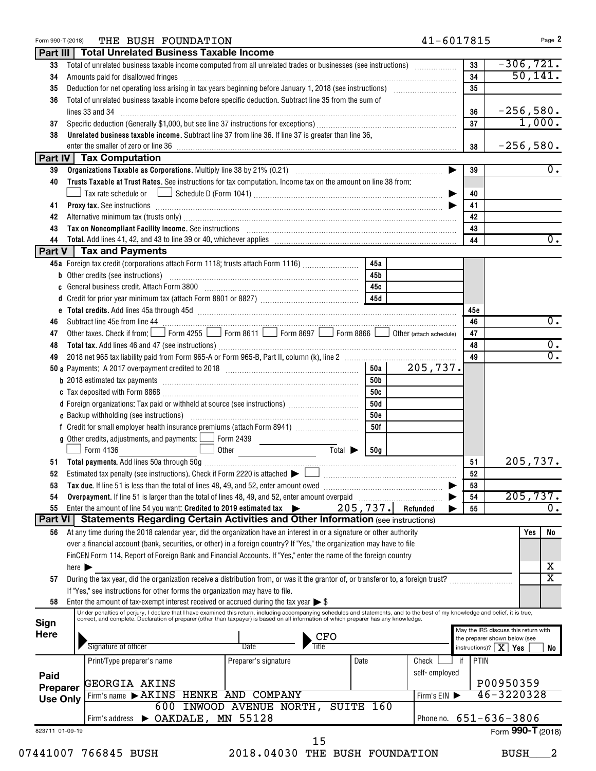Form 990-T (2018) THE BUSH FOUNDATION 41-6017815

## Part III Total Unrelated Business Taxable Income

| Line | Description | Line No. | Amount |
|---|---|---|---|
| 33 | Total of unrelated business taxable income computed from all unrelated trades or businesses (see instructions) | 33 | -306,721. |
| 34 | Amounts paid for disallowed fringes | 34 | 50,141. |
| 35 | Deduction for net operating loss arising in tax years beginning before January 1, 2018 (see instructions) | 35 | |
| 36 | Total of unrelated business taxable income before specific deduction. Subtract line 35 from the sum of lines 33 and 34 | 36 | -256,580. |
| 37 | Specific deduction (Generally $1,000, but see line 37 instructions for exceptions) | 37 | 1,000. |
| 38 | **Unrelated business taxable income.** Subtract line 37 from line 36. If line 37 is greater than line 36, enter the smaller of zero or line 36 | 38 | -256,580. |

## Part IV Tax Computation

| Line | Description | Line No. | Amount |
|---|---|---|---|
| 39 | **Organizations Taxable as Corporations.** Multiply line 38 by 21% (0.21) | 39 | 0. |
| 40 | **Trusts Taxable at Trust Rates.** See instructions for tax computation. Income tax on the amount on line 38 from: ☐ Tax rate schedule or ☐ Schedule D (Form 1041) | 40 | |
| 41 | **Proxy tax.** See instructions | 41 | |
| 42 | Alternative minimum tax (trusts only) | 42 | |
| 43 | **Tax on Noncompliant Facility Income.** See instructions | 43 | |
| 44 | **Total.** Add lines 41, 42, and 43 to line 39 or 40, whichever applies | 44 | 0. |

## Part V Tax and Payments

| Line | Description | Sub Line | Sub Amount | Line No. | Amount |
|---|---|---|---|---|---|
| 45a | Foreign tax credit (corporations attach Form 1118; trusts attach Form 1116) | 45a | | | |
| b | Other credits (see instructions) | 45b | | | |
| c | General business credit. Attach Form 3800 | 45c | | | |
| d | Credit for prior year minimum tax (attach Form 8801 or 8827) | 45d | | | |
| e | **Total credits.** Add lines 45a through 45d | | | 45e | |
| 46 | Subtract line 45e from line 44 | | | 46 | 0. |
| 47 | Other taxes. Check if from: ☐ Form 4255 ☐ Form 8611 ☐ Form 8697 ☐ Form 8866 ☐ Other (attach schedule) | | | 47 | |
| 48 | **Total tax.** Add lines 46 and 47 (see instructions) | | | 48 | 0. |
| 49 | 2018 net 965 tax liability paid from Form 965-A or Form 965-B, Part II, column (k), line 2 | | | 49 | 0. |
| 50a | Payments: A 2017 overpayment credited to 2018 | 50a | 205,737. | | |
| b | 2018 estimated tax payments | 50b | | | |
| c | Tax deposited with Form 8868 | 50c | | | |
| d | Foreign organizations: Tax paid or withheld at source (see instructions) | 50d | | | |
| e | Backup withholding (see instructions) | 50e | | | |
| f | Credit for small employer health insurance premiums (attach Form 8941) | 50f | | | |
| g | Other credits, adjustments, and payments: ☐ Form 2439 ☐ Form 4136 ☐ Other Total ▶ | 50g | | | |
| 51 | **Total payments.** Add lines 50a through 50g | | | 51 | 205,737. |
| 52 | Estimated tax penalty (see instructions). Check if Form 2220 is attached ▶ ☐ | | | 52 | |
| 53 | **Tax due.** If line 51 is less than the total of lines 48, 49, and 52, enter amount owed | | | 53 | |
| 54 | **Overpayment.** If line 51 is larger than the total of lines 48, 49, and 52, enter amount overpaid | | | 54 | 205,737. |
| 55 | Enter the amount of line 54 you want: **Credited to 2019 estimated tax** ▶ 205,737. **Refunded** ▶ | | | 55 | 0. |

## Part VI Statements Regarding Certain Activities and Other Information (see instructions)

| Line | Question | Yes | No |
|---|---|---|---|
| 56 | At any time during the 2018 calendar year, did the organization have an interest in or a signature or other authority over a financial account (bank, securities, or other) in a foreign country? If "Yes," the organization may have to file FinCEN Form 114, Report of Foreign Bank and Financial Accounts. If "Yes," enter the name of the foreign country here ▶ | | X |
| 57 | During the tax year, did the organization receive a distribution from, or was it the grantor of, or transferor to, a foreign trust? If "Yes," see instructions for other forms the organization may have to file. | | X |
| 58 | Enter the amount of tax-exempt interest received or accrued during the tax year ▶ $ | | |

**Sign Here**

Under penalties of perjury, I declare that I have examined this return, including accompanying schedules and statements, and to the best of my knowledge and belief, it is true, correct, and complete. Declaration of preparer (other than taxpayer) is based on all information of which preparer has any knowledge.

Signature of officer | Date | Title: CFO

May the IRS discuss this return with the preparer shown below (see instructions)? ☒ Yes ☐ No

**Paid Preparer Use Only**

| Print/Type preparer's name | Preparer's signature | Date | Check ☐ if self-employed | PTIN |
|---|---|---|---|---|
| GEORGIA AKINS | | | | P00950359 |

Firm's name ▶ AKINS HENKE AND COMPANY | Firm's EIN ▶ 46-3220328

Firm's address ▶ 600 INWOOD AVENUE NORTH, SUITE 160, OAKDALE, MN 55128 | Phone no. 651-636-3806

Form **990-T** (2018)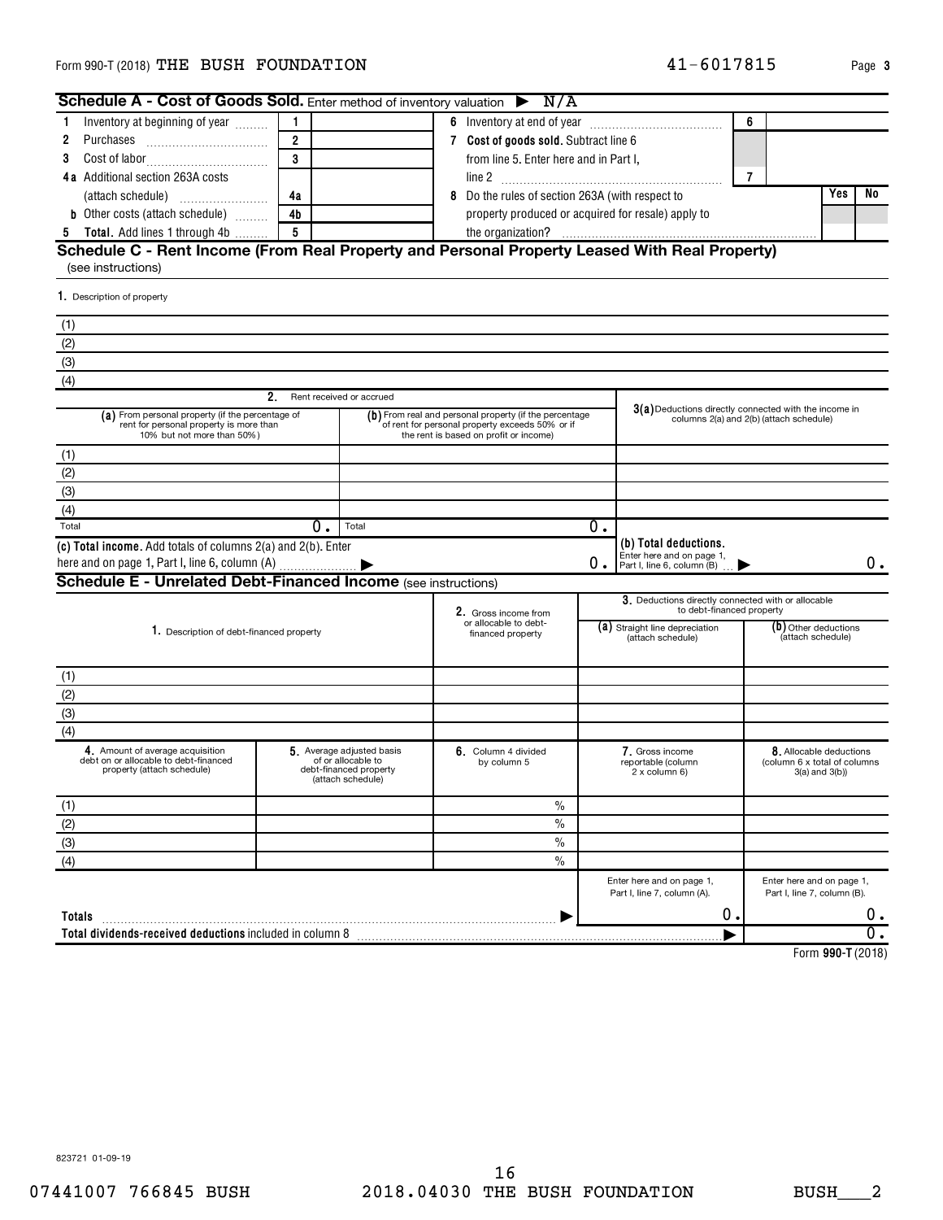Form 990-T (2018) THE BUSH FOUNDATION 41-6017815 Page 3

## Schedule A - Cost of Goods Sold. Enter method of inventory valuation ▶ N/A

| | | | | | |
|---|---|---|---|---|---|
| 1 Inventory at beginning of year | 1 | | 6 Inventory at end of year | 6 | |
| 2 Purchases | 2 | | 7 Cost of goods sold. Subtract line 6 from line 5. Enter here and in Part I, line 2 | 7 | |
| 3 Cost of labor | 3 | | | | |
| 4a Additional section 263A costs (attach schedule) | 4a | | 8 Do the rules of section 263A (with respect to property produced or acquired for resale) apply to the organization? | Yes | No |
| b Other costs (attach schedule) | 4b | | | | |
| 5 Total. Add lines 1 through 4b | 5 | | | | |

## Schedule C - Rent Income (From Real Property and Personal Property Leased With Real Property)

(see instructions)

1. Description of property

(1)
(2)
(3)
(4)

| | 2. Rent received or accrued | | |
|---|---|---|---|
| | (a) From personal property (if the percentage of rent for personal property is more than 10% but not more than 50%) | (b) From real and personal property (if the percentage of rent for personal property exceeds 50% or if the rent is based on profit or income) | 3(a) Deductions directly connected with the income in columns 2(a) and 2(b) (attach schedule) |
| (1) | | | |
| (2) | | | |
| (3) | | | |
| (4) | | | |
| Total | 0. | 0. | |
| (c) Total income. Add totals of columns 2(a) and 2(b). Enter here and on page 1, Part I, line 6, column (A) ▶ | | 0. | (b) Total deductions. Enter here and on page 1, Part I, line 6, column (B) ▶ 0. |

## Schedule E - Unrelated Debt-Financed Income (see instructions)

| 1. Description of debt-financed property | 2. Gross income from or allocable to debt-financed property | 3. Deductions directly connected with or allocable to debt-financed property | |
|---|---|---|---|
| | | (a) Straight line depreciation (attach schedule) | (b) Other deductions (attach schedule) |
| (1) | | | |
| (2) | | | |
| (3) | | | |
| (4) | | | |

| | 4. Amount of average acquisition debt on or allocable to debt-financed property (attach schedule) | 5. Average adjusted basis of or allocable to debt-financed property (attach schedule) | 6. Column 4 divided by column 5 | 7. Gross income reportable (column 2 x column 6) | 8. Allocable deductions (column 6 x total of columns 3(a) and 3(b)) |
|---|---|---|---|---|---|
| (1) | | | % | | |
| (2) | | | % | | |
| (3) | | | % | | |
| (4) | | | % | | |
| | | | | Enter here and on page 1, Part I, line 7, column (A). | Enter here and on page 1, Part I, line 7, column (B). |
| Totals ▶ | | | | 0. | 0. |
| Total dividends-received deductions included in column 8 ▶ | | | | | 0. |

Form 990-T (2018)

823721 01-09-19

07441007 766845 BUSH 2018.04030 THE BUSH FOUNDATION BUSH___2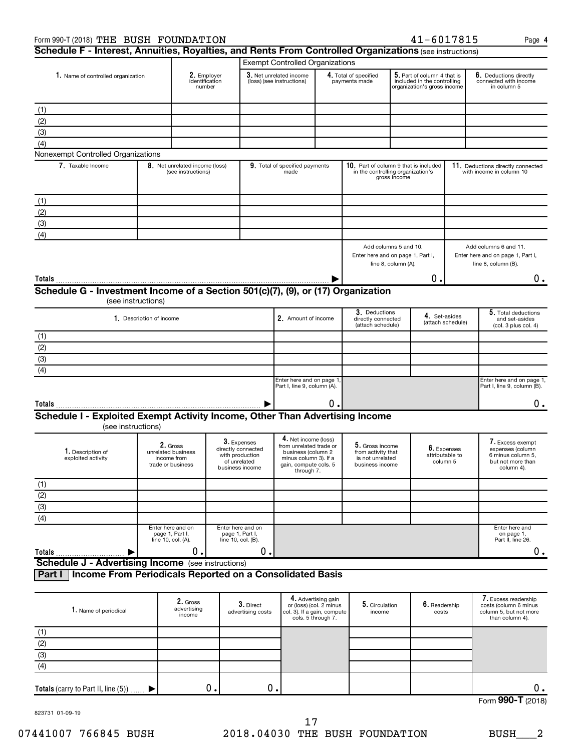Form 990-T (2018) THE BUSH FOUNDATION 41-6017815

## Schedule F - Interest, Annuities, Royalties, and Rents From Controlled Organizations (see instructions)

| | | Exempt Controlled Organizations | | | |
|---|---|---|---|---|---|
| **1.** Name of controlled organization | **2.** Employer identification number | **3.** Net unrelated income (loss) (see instructions) | **4.** Total of specified payments made | **5.** Part of column 4 that is included in the controlling organization's gross income | **6.** Deductions directly connected with income in column 5 |
| (1) | | | | | |
| (2) | | | | | |
| (3) | | | | | |
| (4) | | | | | |

Nonexempt Controlled Organizations

| **7.** Taxable Income | **8.** Net unrelated income (loss) (see instructions) | **9.** Total of specified payments made | **10.** Part of column 9 that is included in the controlling organization's gross income | **11.** Deductions directly connected with income in column 10 |
|---|---|---|---|---|
| (1) | | | | |
| (2) | | | | |
| (3) | | | | |
| (4) | | | | |
| | | | Add columns 5 and 10. Enter here and on page 1, Part I, line 8, column (A). | Add columns 6 and 11. Enter here and on page 1, Part I, line 8, column (B). |
| **Totals** | | | 0. | 0. |

## Schedule G - Investment Income of a Section 501(c)(7), (9), or (17) Organization

(see instructions)

| **1.** Description of income | **2.** Amount of income | **3.** Deductions directly connected (attach schedule) | **4.** Set-asides (attach schedule) | **5.** Total deductions and set-asides (col. 3 plus col. 4) |
|---|---|---|---|---|
| (1) | | | | |
| (2) | | | | |
| (3) | | | | |
| (4) | | | | |
| | Enter here and on page 1, Part I, line 9, column (A). | | | Enter here and on page 1, Part I, line 9, column (B). |
| **Totals** | 0. | | | 0. |

## Schedule I - Exploited Exempt Activity Income, Other Than Advertising Income

(see instructions)

| **1.** Description of exploited activity | **2.** Gross unrelated business income from trade or business | **3.** Expenses directly connected with production of unrelated business income | **4.** Net income (loss) from unrelated trade or business (column 2 minus column 3). If a gain, compute cols. 5 through 7. | **5.** Gross income from activity that is not unrelated business income | **6.** Expenses attributable to column 5 | **7.** Excess exempt expenses (column 6 minus column 5, but not more than column 4). |
|---|---|---|---|---|---|---|
| (1) | | | | | | |
| (2) | | | | | | |
| (3) | | | | | | |
| (4) | | | | | | |
| | Enter here and on page 1, Part I, line 10, col. (A). | Enter here and on page 1, Part I, line 10, col. (B). | | | | Enter here and on page 1, Part II, line 26. |
| **Totals** | 0. | 0. | | | | 0. |

## Schedule J - Advertising Income (see instructions)

### Part I Income From Periodicals Reported on a Consolidated Basis

| **1.** Name of periodical | **2.** Gross advertising income | **3.** Direct advertising costs | **4.** Advertising gain or (loss) (col. 2 minus col. 3). If a gain, compute cols. 5 through 7. | **5.** Circulation income | **6.** Readership costs | **7.** Excess readership costs (column 6 minus column 5, but not more than column 4). |
|---|---|---|---|---|---|---|
| (1) | | | | | | |
| (2) | | | | | | |
| (3) | | | | | | |
| (4) | | | | | | |
| **Totals** (carry to Part II, line (5)) | 0. | 0. | | | | 0. |

Form **990-T** (2018)

823731 01-09-19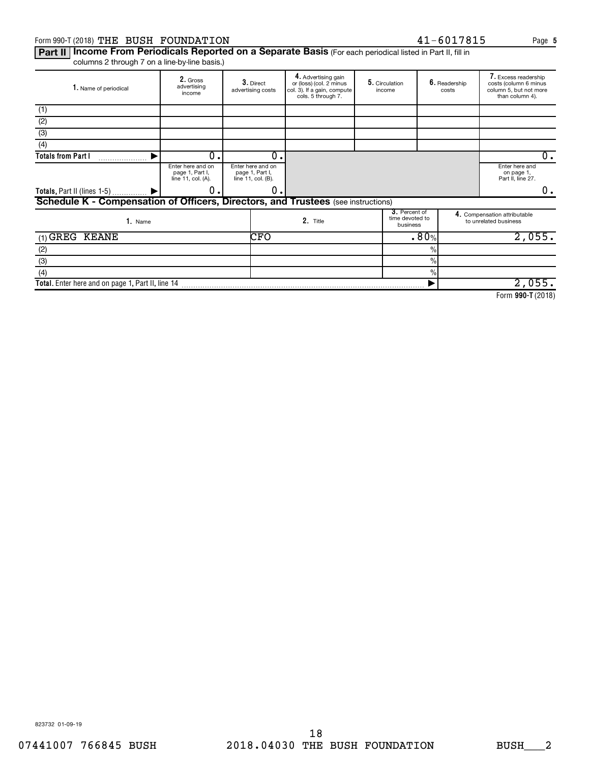Form 990-T (2018) THE BUSH FOUNDATION 41-6017815

**Part II** **Income From Periodicals Reported on a Separate Basis** (For each periodical listed in Part II, fill in columns 2 through 7 on a line-by-line basis.)

| 1. Name of periodical | 2. Gross advertising income | 3. Direct advertising costs | 4. Advertising gain or (loss) (col. 2 minus col. 3). If a gain, compute cols. 5 through 7. | 5. Circulation income | 6. Readership costs | 7. Excess readership costs (column 6 minus column 5, but not more than column 4). |
|---|---|---|---|---|---|---|
| (1) | | | | | | |
| (2) | | | | | | |
| (3) | | | | | | |
| (4) | | | | | | |
| Totals from Part I ▶ | 0. | 0. | | | | 0. |
| | Enter here and on page 1, Part I, line 11, col. (A). | Enter here and on page 1, Part I, line 11, col. (B). | | | | Enter here and on page 1, Part II, line 27. |
| Totals, Part II (lines 1-5) ▶ | 0. | 0. | | | | 0. |

## Schedule K - Compensation of Officers, Directors, and Trustees (see instructions)

| 1. Name | 2. Title | 3. Percent of time devoted to business | 4. Compensation attributable to unrelated business |
|---|---|---|---|
| (1) GREG KEANE | CFO | .80% | 2,055. |
| (2) | | % | |
| (3) | | % | |
| (4) | | % | |
| Total. Enter here and on page 1, Part II, line 14 ▶ | | | 2,055. |

Form **990-T** (2018)

823732 01-09-19

07441007 766845 BUSH 2018.04030 THE BUSH FOUNDATION BUSH___2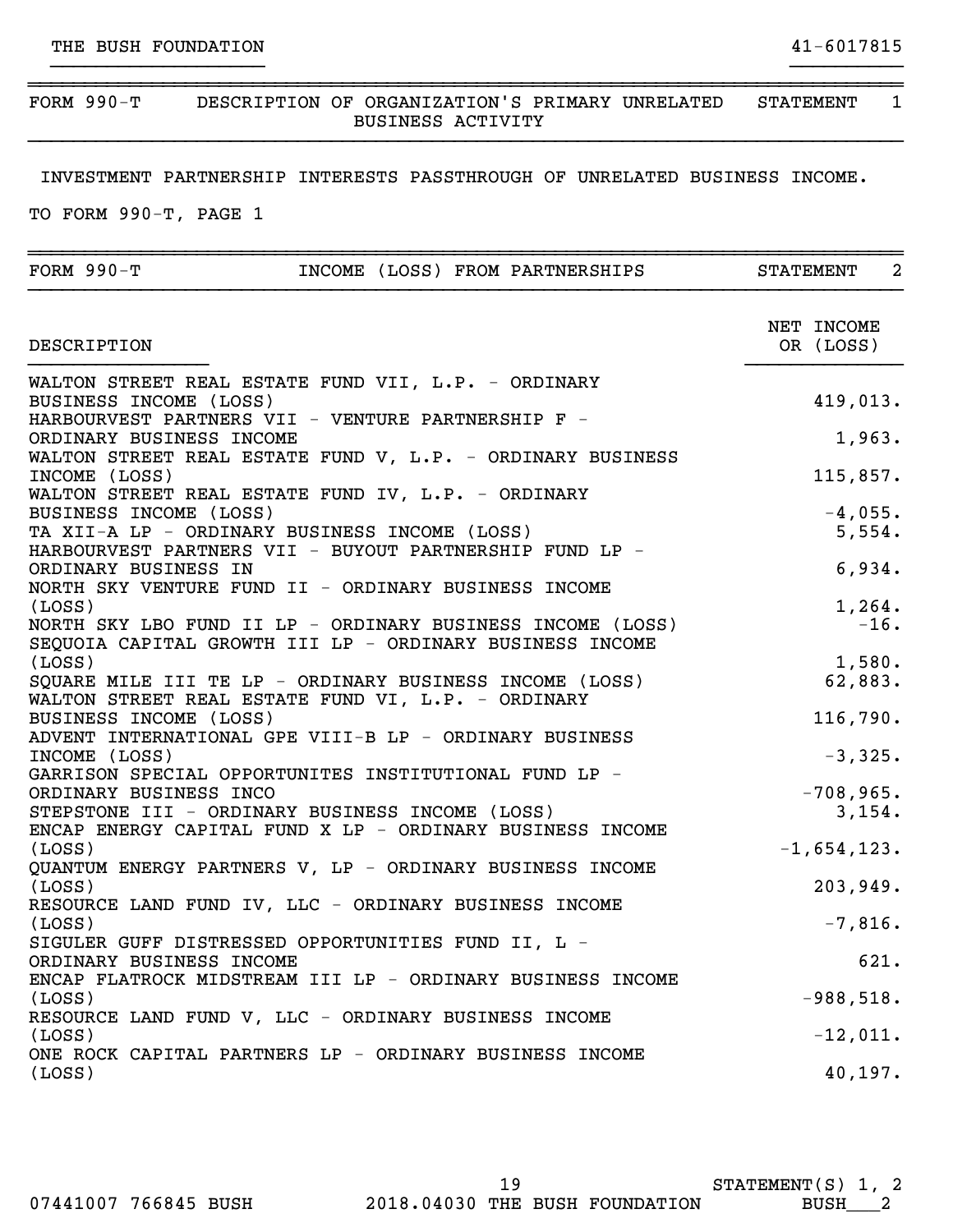THE BUSH FOUNDATION 41-6017815

## FORM 990-T DESCRIPTION OF ORGANIZATION'S PRIMARY UNRELATED BUSINESS ACTIVITY — STATEMENT 1

INVESTMENT PARTNERSHIP INTERESTS PASSTHROUGH OF UNRELATED BUSINESS INCOME.

TO FORM 990-T, PAGE 1

## FORM 990-T INCOME (LOSS) FROM PARTNERSHIPS — STATEMENT 2

| DESCRIPTION | NET INCOME OR (LOSS) |
|---|---|
| WALTON STREET REAL ESTATE FUND VII, L.P. - ORDINARY BUSINESS INCOME (LOSS) | 419,013. |
| HARBOURVEST PARTNERS VII - VENTURE PARTNERSHIP F - ORDINARY BUSINESS INCOME | 1,963. |
| WALTON STREET REAL ESTATE FUND V, L.P. - ORDINARY BUSINESS INCOME (LOSS) | 115,857. |
| WALTON STREET REAL ESTATE FUND IV, L.P. - ORDINARY BUSINESS INCOME (LOSS) | -4,055. |
| TA XII-A LP - ORDINARY BUSINESS INCOME (LOSS) | 5,554. |
| HARBOURVEST PARTNERS VII - BUYOUT PARTNERSHIP FUND LP - ORDINARY BUSINESS IN | 6,934. |
| NORTH SKY VENTURE FUND II - ORDINARY BUSINESS INCOME (LOSS) | 1,264. |
| NORTH SKY LBO FUND II LP - ORDINARY BUSINESS INCOME (LOSS) | -16. |
| SEQUOIA CAPITAL GROWTH III LP - ORDINARY BUSINESS INCOME (LOSS) | 1,580. |
| SQUARE MILE III TE LP - ORDINARY BUSINESS INCOME (LOSS) | 62,883. |
| WALTON STREET REAL ESTATE FUND VI, L.P. - ORDINARY BUSINESS INCOME (LOSS) | 116,790. |
| ADVENT INTERNATIONAL GPE VIII-B LP - ORDINARY BUSINESS INCOME (LOSS) | -3,325. |
| GARRISON SPECIAL OPPORTUNITES INSTITUTIONAL FUND LP - ORDINARY BUSINESS INCO | -708,965. |
| STEPSTONE III - ORDINARY BUSINESS INCOME (LOSS) | 3,154. |
| ENCAP ENERGY CAPITAL FUND X LP - ORDINARY BUSINESS INCOME (LOSS) | -1,654,123. |
| QUANTUM ENERGY PARTNERS V, LP - ORDINARY BUSINESS INCOME (LOSS) | 203,949. |
| RESOURCE LAND FUND IV, LLC - ORDINARY BUSINESS INCOME (LOSS) | -7,816. |
| SIGULER GUFF DISTRESSED OPPORTUNITIES FUND II, L - ORDINARY BUSINESS INCOME | 621. |
| ENCAP FLATROCK MIDSTREAM III LP - ORDINARY BUSINESS INCOME (LOSS) | -988,518. |
| RESOURCE LAND FUND V, LLC - ORDINARY BUSINESS INCOME (LOSS) | -12,011. |
| ONE ROCK CAPITAL PARTNERS LP - ORDINARY BUSINESS INCOME (LOSS) | 40,197. |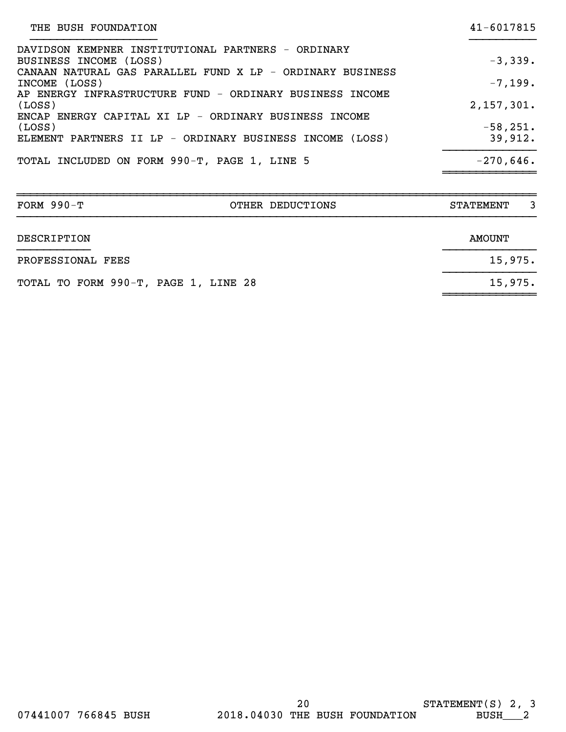THE BUSH FOUNDATION 41-6017815

| | |
|---|---|
| DAVIDSON KEMPNER INSTITUTIONAL PARTNERS - ORDINARY BUSINESS INCOME (LOSS) | -3,339. |
| CANAAN NATURAL GAS PARALLEL FUND X LP - ORDINARY BUSINESS INCOME (LOSS) | -7,199. |
| AP ENERGY INFRASTRUCTURE FUND - ORDINARY BUSINESS INCOME (LOSS) | 2,157,301. |
| ENCAP ENERGY CAPITAL XI LP - ORDINARY BUSINESS INCOME (LOSS) | -58,251. |
| ELEMENT PARTNERS II LP - ORDINARY BUSINESS INCOME (LOSS) | 39,912. |
| TOTAL INCLUDED ON FORM 990-T, PAGE 1, LINE 5 | -270,646. |

FORM 990-T OTHER DEDUCTIONS STATEMENT 3

| DESCRIPTION | AMOUNT |
|---|---|
| PROFESSIONAL FEES | 15,975. |
| TOTAL TO FORM 990-T, PAGE 1, LINE 28 | 15,975. |

STATEMENT(S) 2, 3

07441007 766845 BUSH 2018.04030 THE BUSH FOUNDATION BUSH___2